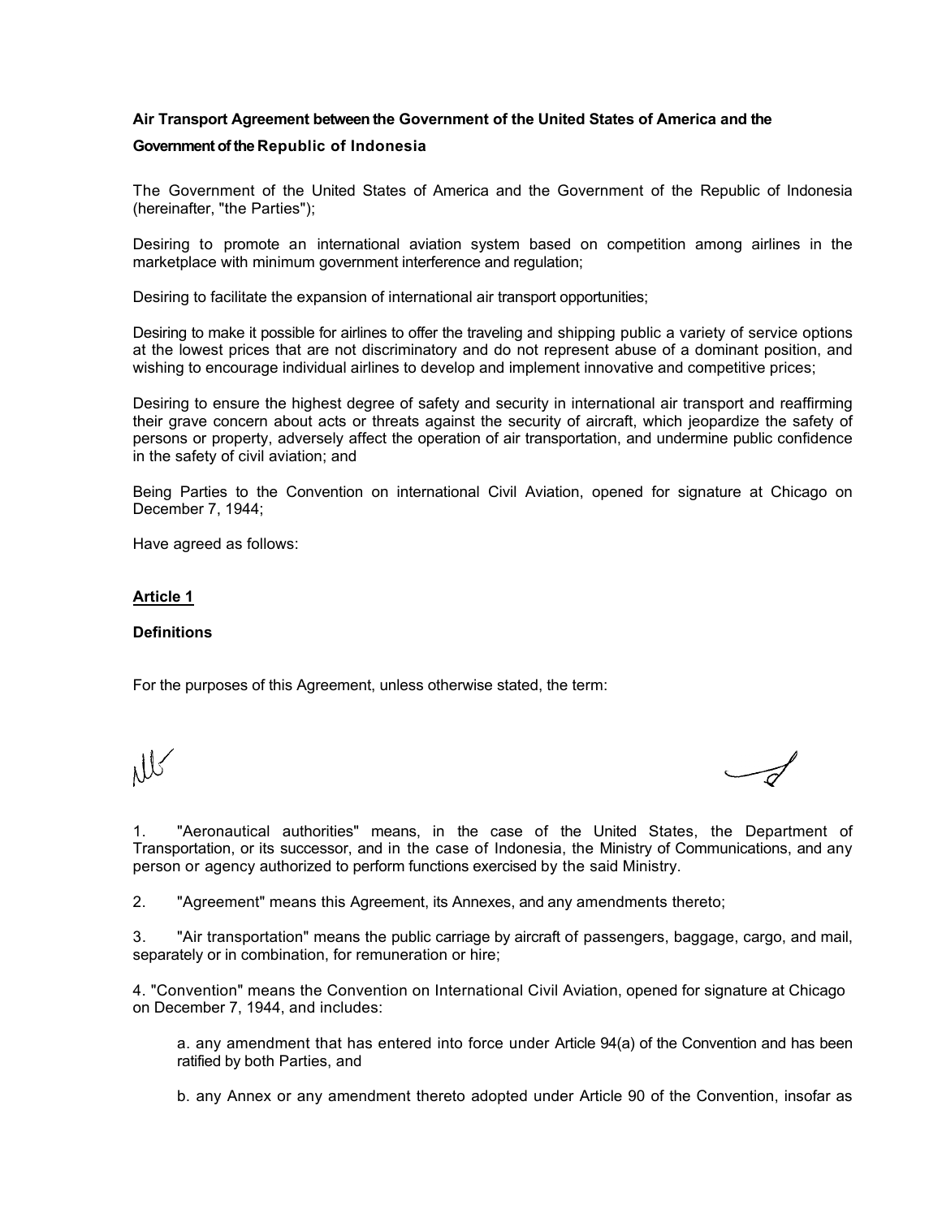**Air Transport Agreement between the Government of the United States of America and the Government of the Republic of Indonesia**

The Government of the United States of America and the Government of the Republic of Indonesia (hereinafter, "the Parties");

Desiring to promote an international aviation system based on competition among airlines in the marketplace with minimum government interference and regulation;

Desiring to facilitate the expansion of international air transport opportunities;

Desiring to make it possible for airlines to offer the traveling and shipping public a variety of service options at the lowest prices that are not discriminatory and do not represent abuse of a dominant position, and wishing to encourage individual airlines to develop and implement innovative and competitive prices;

Desiring to ensure the highest degree of safety and security in international air transport and reaffirming their grave concern about acts or threats against the security of aircraft, which jeopardize the safety of persons or property, adversely affect the operation of air transportation, and undermine public confidence in the safety of civil aviation; and

Being Parties to the Convention on international Civil Aviation, opened for signature at Chicago on December 7, 1944;

Have agreed as follows:

**Article 1**

**Definitions**

For the purposes of this Agreement, unless otherwise stated, the term:

1. "Aeronautical authorities" means, in the case of the United States, the Department of Transportation, or its successor, and in the case of Indonesia, the Ministry of Communications, and any person or agency authorized to perform functions exercised by the said Ministry.

2. "Agreement" means this Agreement, its Annexes, and any amendments thereto;

3. "Air transportation" means the public carriage by aircraft of passengers, baggage, cargo, and mail, separately or in combination, for remuneration or hire;

4. "Convention" means the Convention on International Civil Aviation, opened for signature at Chicago on December 7, 1944, and includes:

   a. any amendment that has entered into force under Article 94(a) of the Convention and has been ratified by both Parties, and

   b. any Annex or any amendment thereto adopted under Article 90 of the Convention, insofar as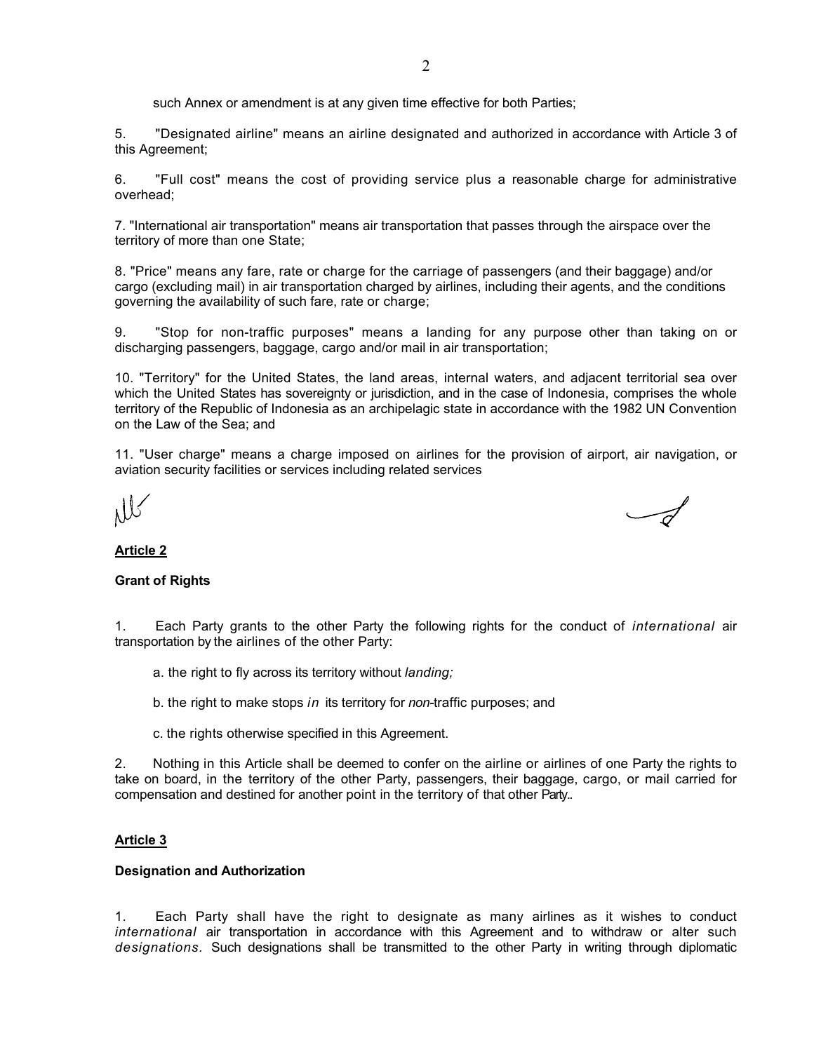such Annex or amendment is at any given time effective for both Parties;

5. "Designated airline" means an airline designated and authorized in accordance with Article 3 of this Agreement;

6. "Full cost" means the cost of providing service plus a reasonable charge for administrative overhead;

7. "International air transportation" means air transportation that passes through the airspace over the territory of more than one State;

8. "Price" means any fare, rate or charge for the carriage of passengers (and their baggage) and/or cargo (excluding mail) in air transportation charged by airlines, including their agents, and the conditions governing the availability of such fare, rate or charge;

9. "Stop for non-traffic purposes" means a landing for any purpose other than taking on or discharging passengers, baggage, cargo and/or mail in air transportation;

10. "Territory" for the United States, the land areas, internal waters, and adjacent territorial sea over which the United States has sovereignty or jurisdiction, and in the case of Indonesia, comprises the whole territory of the Republic of Indonesia as an archipelagic state in accordance with the 1982 UN Convention on the Law of the Sea; and

11. "User charge" means a charge imposed on airlines for the provision of airport, air navigation, or aviation security facilities or services including related services

## Article 2

**Grant of Rights**

1. Each Party grants to the other Party the following rights for the conduct of *international* air transportation by the airlines of the other Party:

   a. the right to fly across its territory without *landing;*

   b. the right to make stops *in* its territory for *non*-traffic purposes; and

   c. the rights otherwise specified in this Agreement.

2. Nothing in this Article shall be deemed to confer on the airline or airlines of one Party the rights to take on board, in the territory of the other Party, passengers, their baggage, cargo, or mail carried for compensation and destined for another point in the territory of that other Party..

## Article 3

**Designation and Authorization**

1. Each Party shall have the right to designate as many airlines as it wishes to conduct *international* air transportation in accordance with this Agreement and to withdraw or alter such *designations.* Such designations shall be transmitted to the other Party in writing through diplomatic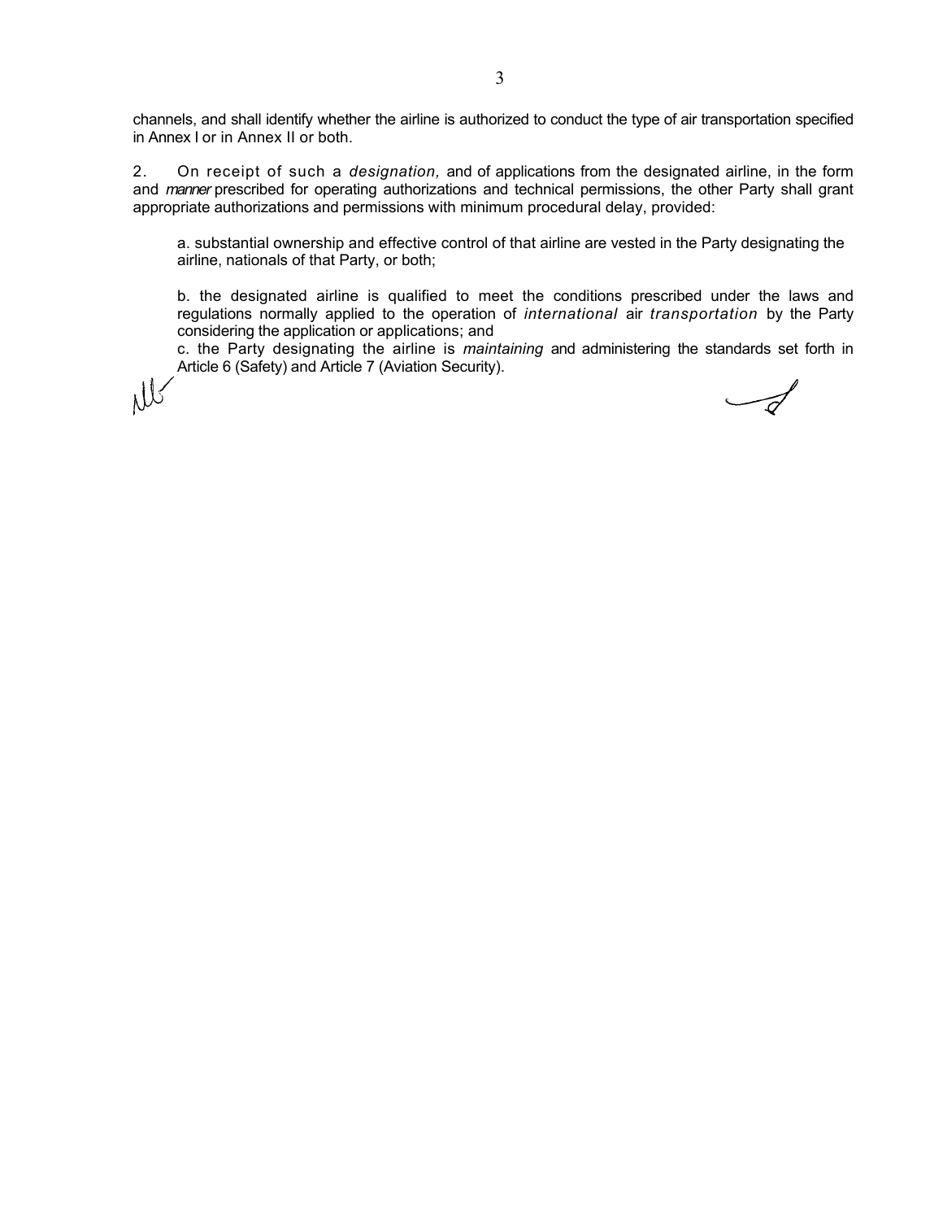channels, and shall identify whether the airline is authorized to conduct the type of air transportation specified in Annex I or in Annex II or both.

2. On receipt of such a *designation,* and of applications from the designated airline, in the form and *manner* prescribed for operating authorizations and technical permissions, the other Party shall grant appropriate authorizations and permissions with minimum procedural delay, provided:

a. substantial ownership and effective control of that airline are vested in the Party designating the airline, nationals of that Party, or both;

b. the designated airline is qualified to meet the conditions prescribed under the laws and regulations normally applied to the operation of *international* air *transportation* by the Party considering the application or applications; and

c. the Party designating the airline is *maintaining* and administering the standards set forth in Article 6 (Safety) and Article 7 (Aviation Security).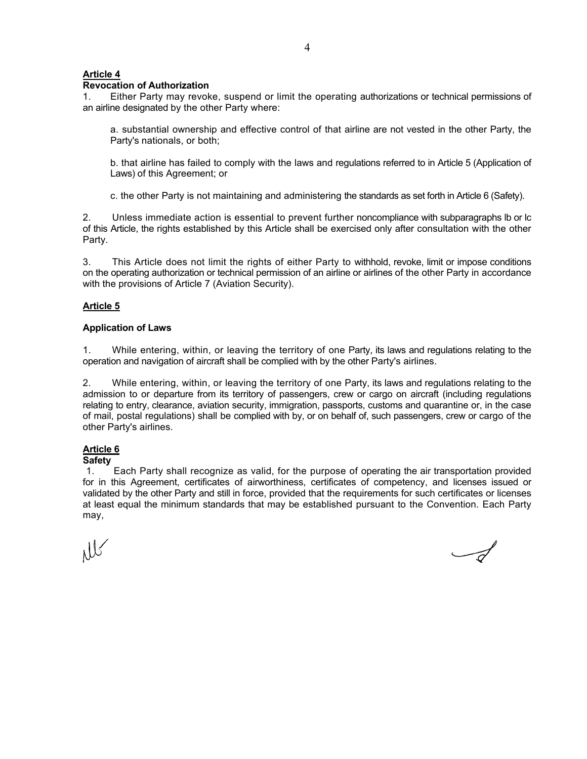**Article 4**

**Revocation of Authorization**

1. Either Party may revoke, suspend or limit the operating authorizations or technical permissions of an airline designated by the other Party where:

   a. substantial ownership and effective control of that airline are not vested in the other Party, the Party's nationals, or both;

   b. that airline has failed to comply with the laws and regulations referred to in Article 5 (Application of Laws) of this Agreement; or

   c. the other Party is not maintaining and administering the standards as set forth in Article 6 (Safety).

2. Unless immediate action is essential to prevent further noncompliance with subparagraphs lb or lc of this Article, the rights established by this Article shall be exercised only after consultation with the other Party.

3. This Article does not limit the rights of either Party to withhold, revoke, limit or impose conditions on the operating authorization or technical permission of an airline or airlines of the other Party in accordance with the provisions of Article 7 (Aviation Security).

**Article 5**

**Application of Laws**

1. While entering, within, or leaving the territory of one Party, its laws and regulations relating to the operation and navigation of aircraft shall be complied with by the other Party's airlines.

2. While entering, within, or leaving the territory of one Party, its laws and regulations relating to the admission to or departure from its territory of passengers, crew or cargo on aircraft (including regulations relating to entry, clearance, aviation security, immigration, passports, customs and quarantine or, in the case of mail, postal regulations) shall be complied with by, or on behalf of, such passengers, crew or cargo of the other Party's airlines.

**Article 6**

**Safety**

1. Each Party shall recognize as valid, for the purpose of operating the air transportation provided for in this Agreement, certificates of airworthiness, certificates of competency, and licenses issued or validated by the other Party and still in force, provided that the requirements for such certificates or licenses at least equal the minimum standards that may be established pursuant to the Convention. Each Party may,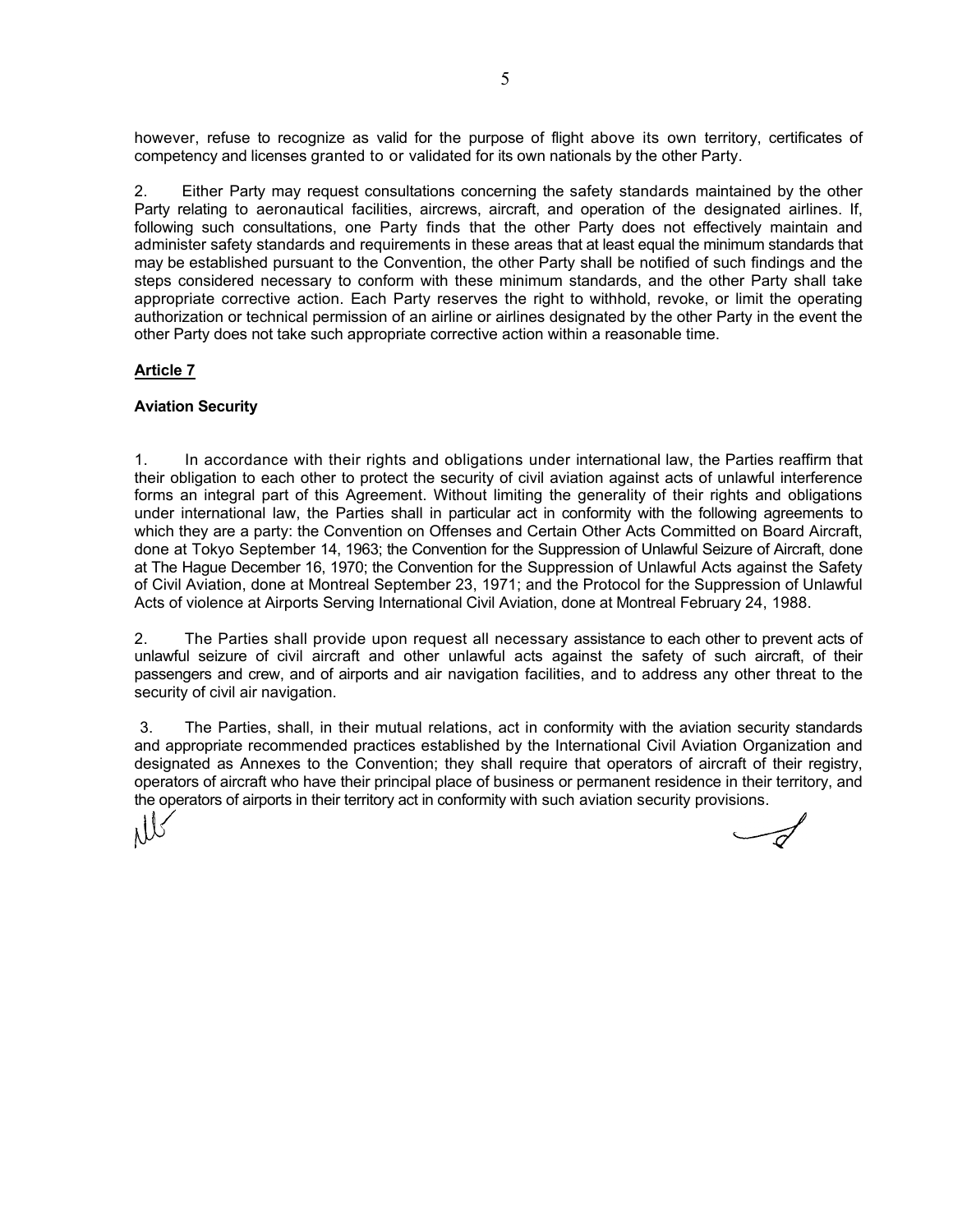however, refuse to recognize as valid for the purpose of flight above its own territory, certificates of competency and licenses granted to or validated for its own nationals by the other Party.

2. Either Party may request consultations concerning the safety standards maintained by the other Party relating to aeronautical facilities, aircrews, aircraft, and operation of the designated airlines. If, following such consultations, one Party finds that the other Party does not effectively maintain and administer safety standards and requirements in these areas that at least equal the minimum standards that may be established pursuant to the Convention, the other Party shall be notified of such findings and the steps considered necessary to conform with these minimum standards, and the other Party shall take appropriate corrective action. Each Party reserves the right to withhold, revoke, or limit the operating authorization or technical permission of an airline or airlines designated by the other Party in the event the other Party does not take such appropriate corrective action within a reasonable time.

## Article 7

### Aviation Security

1. In accordance with their rights and obligations under international law, the Parties reaffirm that their obligation to each other to protect the security of civil aviation against acts of unlawful interference forms an integral part of this Agreement. Without limiting the generality of their rights and obligations under international law, the Parties shall in particular act in conformity with the following agreements to which they are a party: the Convention on Offenses and Certain Other Acts Committed on Board Aircraft, done at Tokyo September 14, 1963; the Convention for the Suppression of Unlawful Seizure of Aircraft, done at The Hague December 16, 1970; the Convention for the Suppression of Unlawful Acts against the Safety of Civil Aviation, done at Montreal September 23, 1971; and the Protocol for the Suppression of Unlawful Acts of violence at Airports Serving International Civil Aviation, done at Montreal February 24, 1988.

2. The Parties shall provide upon request all necessary assistance to each other to prevent acts of unlawful seizure of civil aircraft and other unlawful acts against the safety of such aircraft, of their passengers and crew, and of airports and air navigation facilities, and to address any other threat to the security of civil air navigation.

3. The Parties, shall, in their mutual relations, act in conformity with the aviation security standards and appropriate recommended practices established by the International Civil Aviation Organization and designated as Annexes to the Convention; they shall require that operators of aircraft of their registry, operators of aircraft who have their principal place of business or permanent residence in their territory, and the operators of airports in their territory act in conformity with such aviation security provisions.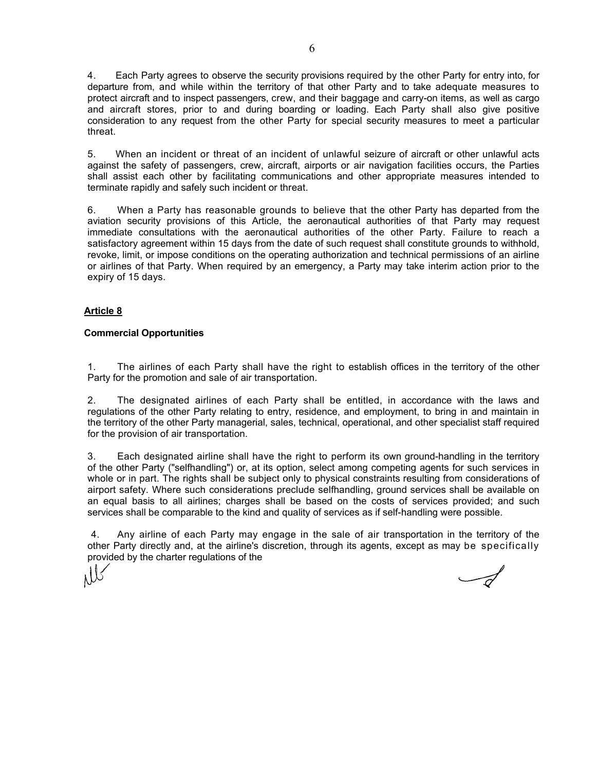4. Each Party agrees to observe the security provisions required by the other Party for entry into, for departure from, and while within the territory of that other Party and to take adequate measures to protect aircraft and to inspect passengers, crew, and their baggage and carry-on items, as well as cargo and aircraft stores, prior to and during boarding or loading. Each Party shall also give positive consideration to any request from the other Party for special security measures to meet a particular threat.

5. When an incident or threat of an incident of unlawful seizure of aircraft or other unlawful acts against the safety of passengers, crew, aircraft, airports or air navigation facilities occurs, the Parties shall assist each other by facilitating communications and other appropriate measures intended to terminate rapidly and safely such incident or threat.

6. When a Party has reasonable grounds to believe that the other Party has departed from the aviation security provisions of this Article, the aeronautical authorities of that Party may request immediate consultations with the aeronautical authorities of the other Party. Failure to reach a satisfactory agreement within 15 days from the date of such request shall constitute grounds to withhold, revoke, limit, or impose conditions on the operating authorization and technical permissions of an airline or airlines of that Party. When required by an emergency, a Party may take interim action prior to the expiry of 15 days.

## Article 8

### Commercial Opportunities

1. The airlines of each Party shall have the right to establish offices in the territory of the other Party for the promotion and sale of air transportation.

2. The designated airlines of each Party shall be entitled, in accordance with the laws and regulations of the other Party relating to entry, residence, and employment, to bring in and maintain in the territory of the other Party managerial, sales, technical, operational, and other specialist staff required for the provision of air transportation.

3. Each designated airline shall have the right to perform its own ground-handling in the territory of the other Party ("selfhandling") or, at its option, select among competing agents for such services in whole or in part. The rights shall be subject only to physical constraints resulting from considerations of airport safety. Where such considerations preclude selfhandling, ground services shall be available on an equal basis to all airlines; charges shall be based on the costs of services provided; and such services shall be comparable to the kind and quality of services as if self-handling were possible.

4. Any airline of each Party may engage in the sale of air transportation in the territory of the other Party directly and, at the airline's discretion, through its agents, except as may be specifically provided by the charter regulations of the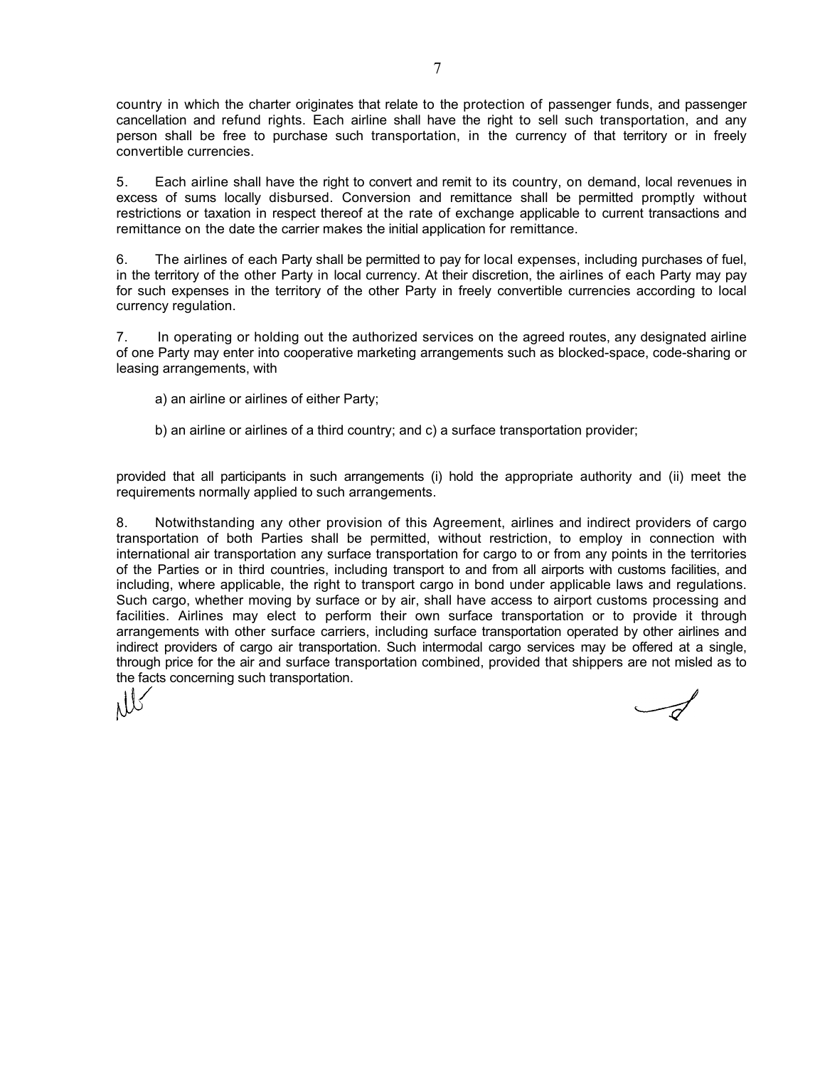country in which the charter originates that relate to the protection of passenger funds, and passenger cancellation and refund rights. Each airline shall have the right to sell such transportation, and any person shall be free to purchase such transportation, in the currency of that territory or in freely convertible currencies.

5. Each airline shall have the right to convert and remit to its country, on demand, local revenues in excess of sums locally disbursed. Conversion and remittance shall be permitted promptly without restrictions or taxation in respect thereof at the rate of exchange applicable to current transactions and remittance on the date the carrier makes the initial application for remittance.

6. The airlines of each Party shall be permitted to pay for local expenses, including purchases of fuel, in the territory of the other Party in local currency. At their discretion, the airlines of each Party may pay for such expenses in the territory of the other Party in freely convertible currencies according to local currency regulation.

7. In operating or holding out the authorized services on the agreed routes, any designated airline of one Party may enter into cooperative marketing arrangements such as blocked-space, code-sharing or leasing arrangements, with

a) an airline or airlines of either Party;

b) an airline or airlines of a third country; and c) a surface transportation provider;

provided that all participants in such arrangements (i) hold the appropriate authority and (ii) meet the requirements normally applied to such arrangements.

8. Notwithstanding any other provision of this Agreement, airlines and indirect providers of cargo transportation of both Parties shall be permitted, without restriction, to employ in connection with international air transportation any surface transportation for cargo to or from any points in the territories of the Parties or in third countries, including transport to and from all airports with customs facilities, and including, where applicable, the right to transport cargo in bond under applicable laws and regulations. Such cargo, whether moving by surface or by air, shall have access to airport customs processing and facilities. Airlines may elect to perform their own surface transportation or to provide it through arrangements with other surface carriers, including surface transportation operated by other airlines and indirect providers of cargo air transportation. Such intermodal cargo services may be offered at a single, through price for the air and surface transportation combined, provided that shippers are not misled as to the facts concerning such transportation.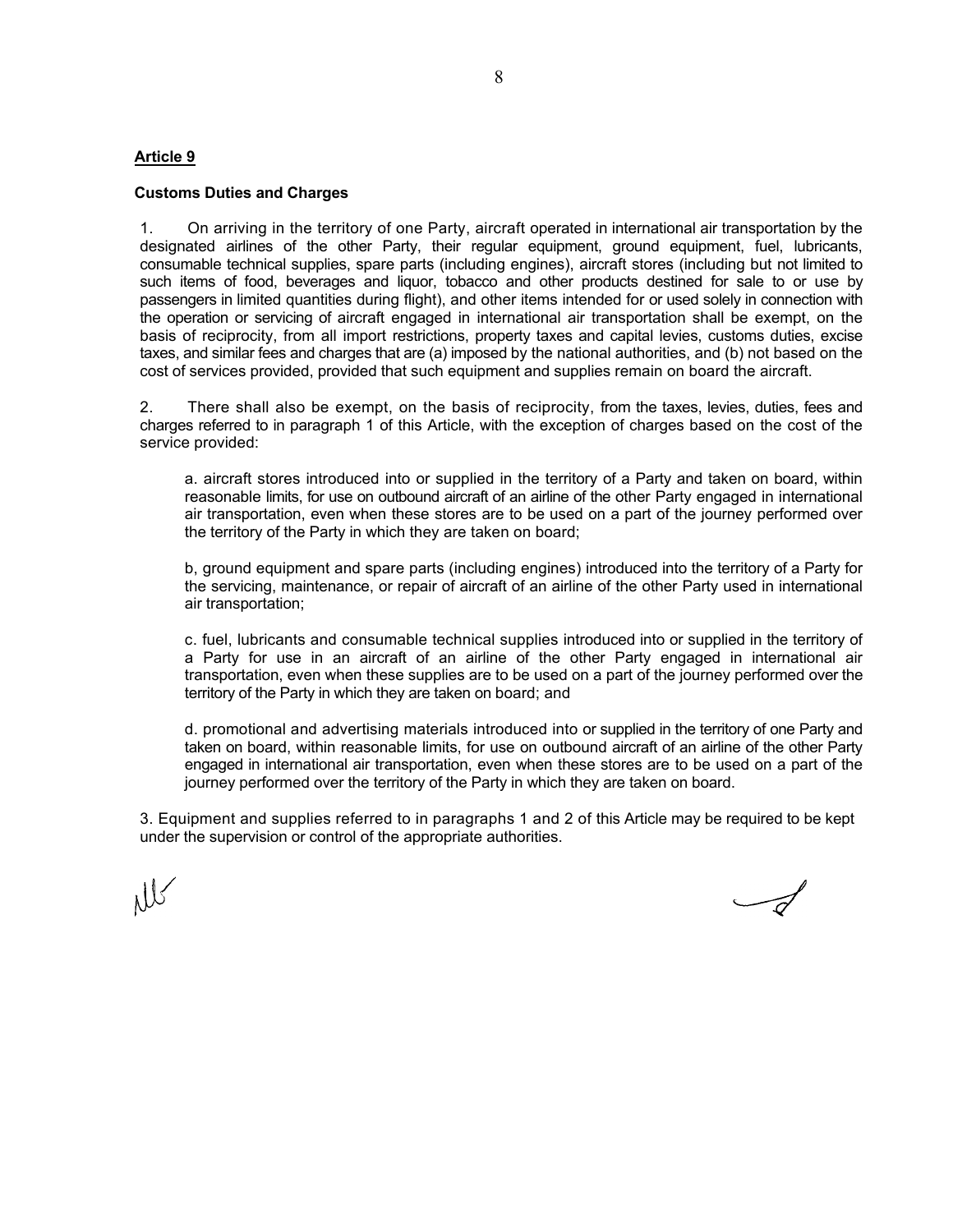**Article 9**

**Customs Duties and Charges**

1. On arriving in the territory of one Party, aircraft operated in international air transportation by the designated airlines of the other Party, their regular equipment, ground equipment, fuel, lubricants, consumable technical supplies, spare parts (including engines), aircraft stores (including but not limited to such items of food, beverages and liquor, tobacco and other products destined for sale to or use by passengers in limited quantities during flight), and other items intended for or used solely in connection with the operation or servicing of aircraft engaged in international air transportation shall be exempt, on the basis of reciprocity, from all import restrictions, property taxes and capital levies, customs duties, excise taxes, and similar fees and charges that are (a) imposed by the national authorities, and (b) not based on the cost of services provided, provided that such equipment and supplies remain on board the aircraft.

2. There shall also be exempt, on the basis of reciprocity, from the taxes, levies, duties, fees and charges referred to in paragraph 1 of this Article, with the exception of charges based on the cost of the service provided:

a. aircraft stores introduced into or supplied in the territory of a Party and taken on board, within reasonable limits, for use on outbound aircraft of an airline of the other Party engaged in international air transportation, even when these stores are to be used on a part of the journey performed over the territory of the Party in which they are taken on board;

b, ground equipment and spare parts (including engines) introduced into the territory of a Party for the servicing, maintenance, or repair of aircraft of an airline of the other Party used in international air transportation;

c. fuel, lubricants and consumable technical supplies introduced into or supplied in the territory of a Party for use in an aircraft of an airline of the other Party engaged in international air transportation, even when these supplies are to be used on a part of the journey performed over the territory of the Party in which they are taken on board; and

d. promotional and advertising materials introduced into or supplied in the territory of one Party and taken on board, within reasonable limits, for use on outbound aircraft of an airline of the other Party engaged in international air transportation, even when these stores are to be used on a part of the journey performed over the territory of the Party in which they are taken on board.

3. Equipment and supplies referred to in paragraphs 1 and 2 of this Article may be required to be kept under the supervision or control of the appropriate authorities.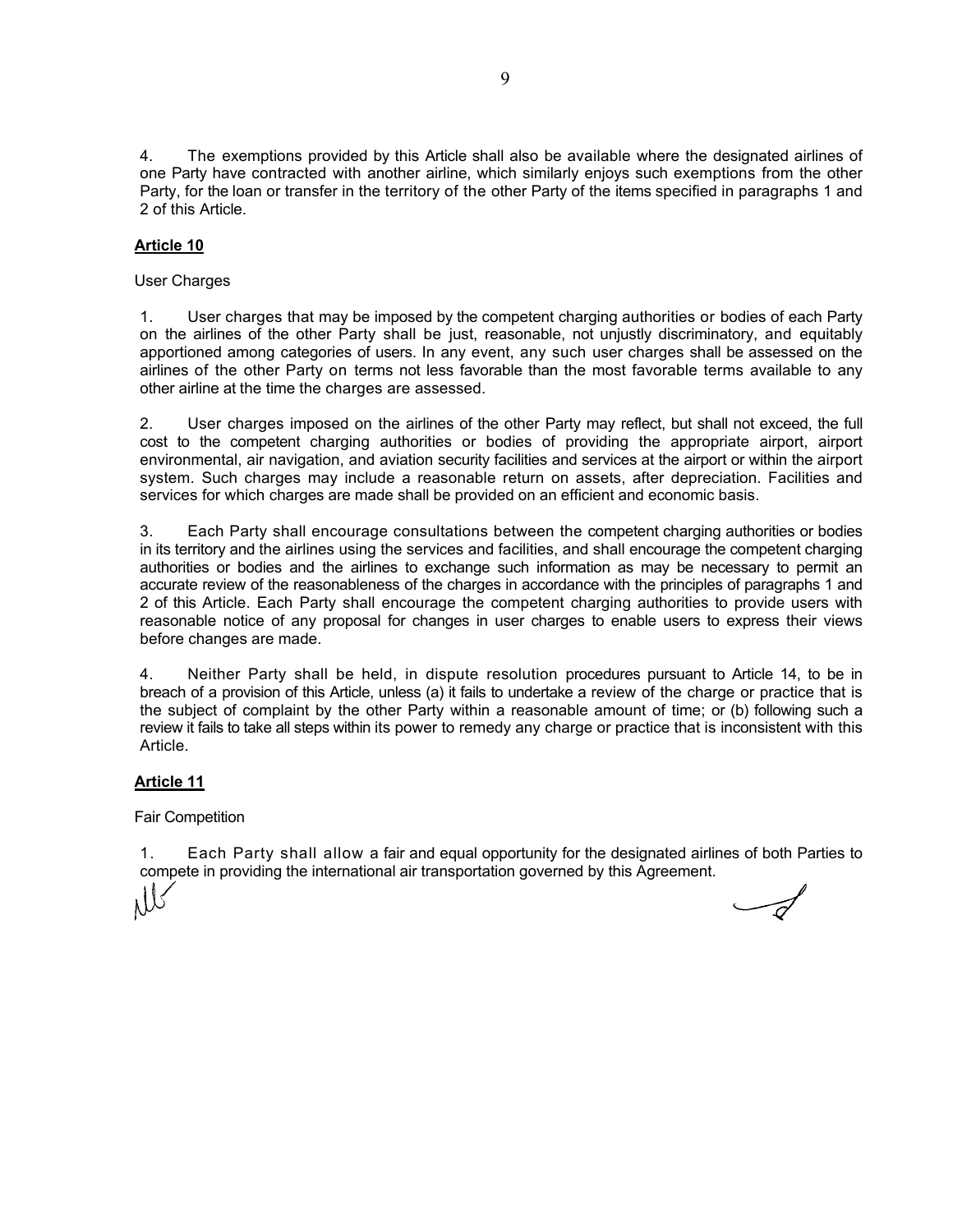4. The exemptions provided by this Article shall also be available where the designated airlines of one Party have contracted with another airline, which similarly enjoys such exemptions from the other Party, for the loan or transfer in the territory of the other Party of the items specified in paragraphs 1 and 2 of this Article.

**Article 10**

User Charges

1. User charges that may be imposed by the competent charging authorities or bodies of each Party on the airlines of the other Party shall be just, reasonable, not unjustly discriminatory, and equitably apportioned among categories of users. In any event, any such user charges shall be assessed on the airlines of the other Party on terms not less favorable than the most favorable terms available to any other airline at the time the charges are assessed.

2. User charges imposed on the airlines of the other Party may reflect, but shall not exceed, the full cost to the competent charging authorities or bodies of providing the appropriate airport, airport environmental, air navigation, and aviation security facilities and services at the airport or within the airport system. Such charges may include a reasonable return on assets, after depreciation. Facilities and services for which charges are made shall be provided on an efficient and economic basis.

3. Each Party shall encourage consultations between the competent charging authorities or bodies in its territory and the airlines using the services and facilities, and shall encourage the competent charging authorities or bodies and the airlines to exchange such information as may be necessary to permit an accurate review of the reasonableness of the charges in accordance with the principles of paragraphs 1 and 2 of this Article. Each Party shall encourage the competent charging authorities to provide users with reasonable notice of any proposal for changes in user charges to enable users to express their views before changes are made.

4. Neither Party shall be held, in dispute resolution procedures pursuant to Article 14, to be in breach of a provision of this Article, unless (a) it fails to undertake a review of the charge or practice that is the subject of complaint by the other Party within a reasonable amount of time; or (b) following such a review it fails to take all steps within its power to remedy any charge or practice that is inconsistent with this Article.

**Article 11**

Fair Competition

1. Each Party shall allow a fair and equal opportunity for the designated airlines of both Parties to compete in providing the international air transportation governed by this Agreement.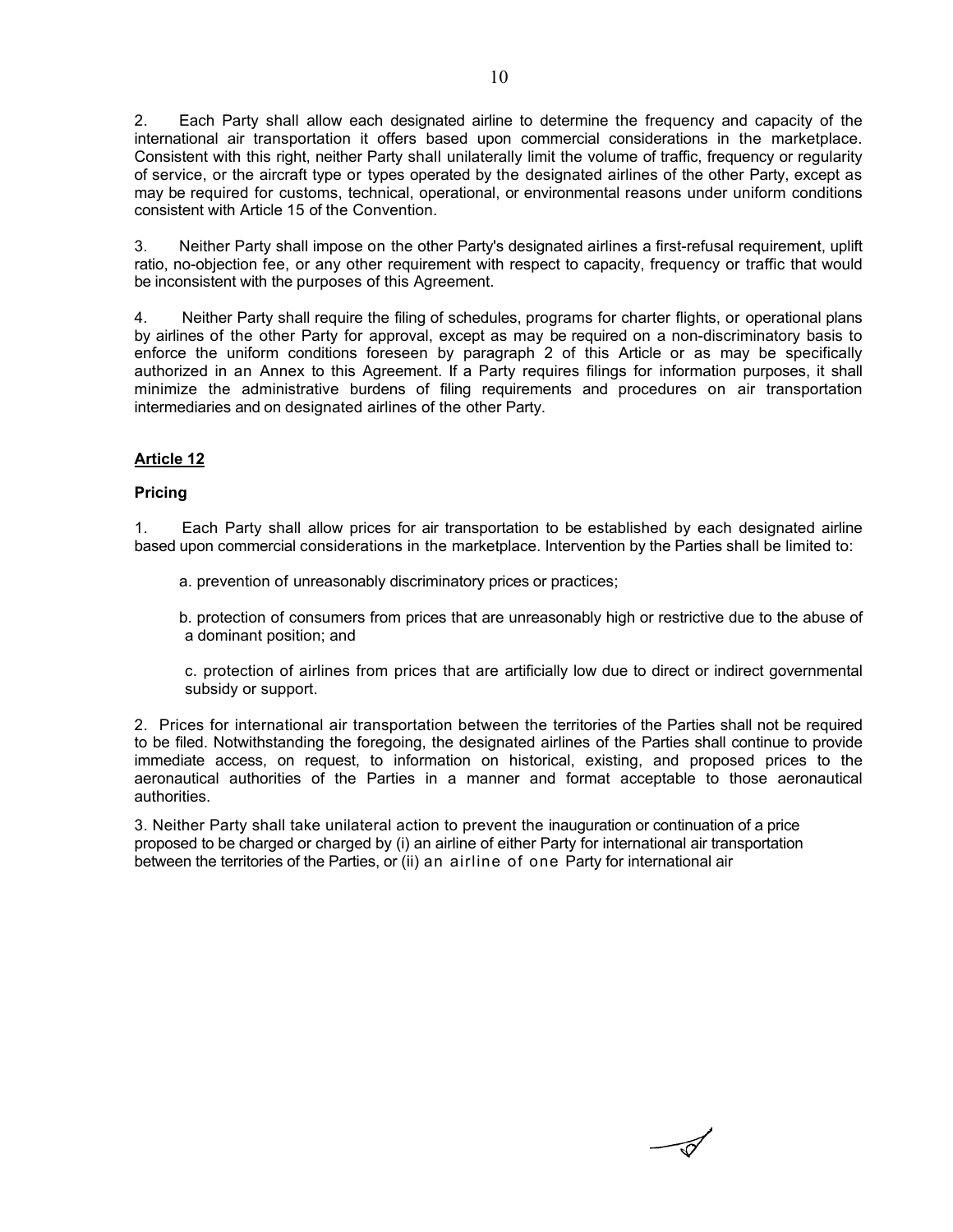2. Each Party shall allow each designated airline to determine the frequency and capacity of the international air transportation it offers based upon commercial considerations in the marketplace. Consistent with this right, neither Party shall unilaterally limit the volume of traffic, frequency or regularity of service, or the aircraft type or types operated by the designated airlines of the other Party, except as may be required for customs, technical, operational, or environmental reasons under uniform conditions consistent with Article 15 of the Convention.

3. Neither Party shall impose on the other Party's designated airlines a first-refusal requirement, uplift ratio, no-objection fee, or any other requirement with respect to capacity, frequency or traffic that would be inconsistent with the purposes of this Agreement.

4. Neither Party shall require the filing of schedules, programs for charter flights, or operational plans by airlines of the other Party for approval, except as may be required on a non-discriminatory basis to enforce the uniform conditions foreseen by paragraph 2 of this Article or as may be specifically authorized in an Annex to this Agreement. If a Party requires filings for information purposes, it shall minimize the administrative burdens of filing requirements and procedures on air transportation intermediaries and on designated airlines of the other Party.

## Article 12

### Pricing

1. Each Party shall allow prices for air transportation to be established by each designated airline based upon commercial considerations in the marketplace. Intervention by the Parties shall be limited to:

a. prevention of unreasonably discriminatory prices or practices;

b. protection of consumers from prices that are unreasonably high or restrictive due to the abuse of a dominant position; and

c. protection of airlines from prices that are artificially low due to direct or indirect governmental subsidy or support.

2. Prices for international air transportation between the territories of the Parties shall not be required to be filed. Notwithstanding the foregoing, the designated airlines of the Parties shall continue to provide immediate access, on request, to information on historical, existing, and proposed prices to the aeronautical authorities of the Parties in a manner and format acceptable to those aeronautical authorities.

3. Neither Party shall take unilateral action to prevent the inauguration or continuation of a price proposed to be charged or charged by (i) an airline of either Party for international air transportation between the territories of the Parties, or (ii) an airline of one Party for international air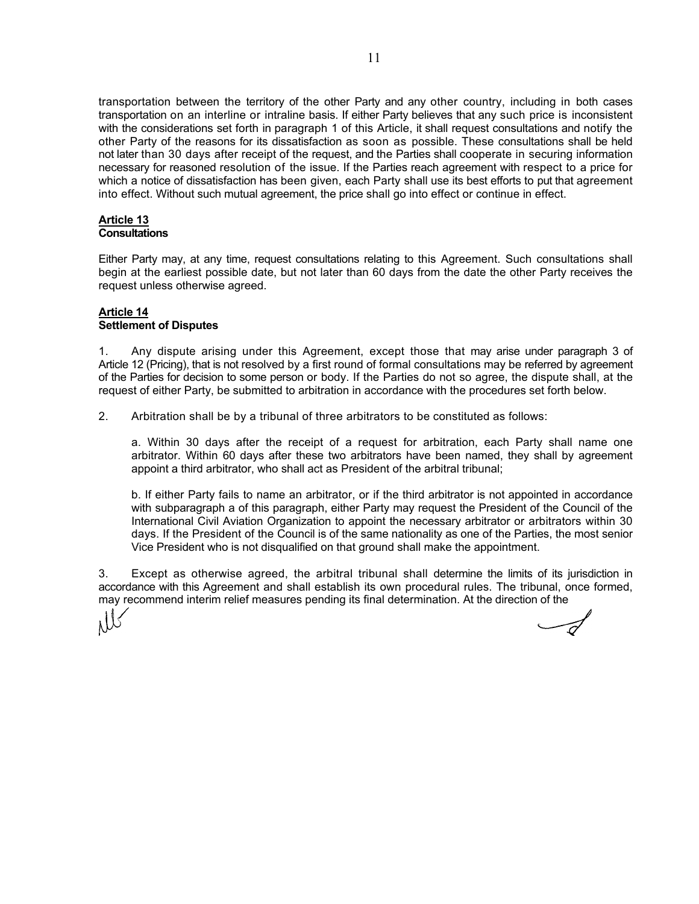transportation between the territory of the other Party and any other country, including in both cases transportation on an interline or intraline basis. If either Party believes that any such price is inconsistent with the considerations set forth in paragraph 1 of this Article, it shall request consultations and notify the other Party of the reasons for its dissatisfaction as soon as possible. These consultations shall be held not later than 30 days after receipt of the request, and the Parties shall cooperate in securing information necessary for reasoned resolution of the issue. If the Parties reach agreement with respect to a price for which a notice of dissatisfaction has been given, each Party shall use its best efforts to put that agreement into effect. Without such mutual agreement, the price shall go into effect or continue in effect.

**Article 13**
**Consultations**

Either Party may, at any time, request consultations relating to this Agreement. Such consultations shall begin at the earliest possible date, but not later than 60 days from the date the other Party receives the request unless otherwise agreed.

**Article 14**
**Settlement of Disputes**

1. Any dispute arising under this Agreement, except those that may arise under paragraph 3 of Article 12 (Pricing), that is not resolved by a first round of formal consultations may be referred by agreement of the Parties for decision to some person or body. If the Parties do not so agree, the dispute shall, at the request of either Party, be submitted to arbitration in accordance with the procedures set forth below.

2. Arbitration shall be by a tribunal of three arbitrators to be constituted as follows:

a. Within 30 days after the receipt of a request for arbitration, each Party shall name one arbitrator. Within 60 days after these two arbitrators have been named, they shall by agreement appoint a third arbitrator, who shall act as President of the arbitral tribunal;

b. If either Party fails to name an arbitrator, or if the third arbitrator is not appointed in accordance with subparagraph a of this paragraph, either Party may request the President of the Council of the International Civil Aviation Organization to appoint the necessary arbitrator or arbitrators within 30 days. If the President of the Council is of the same nationality as one of the Parties, the most senior Vice President who is not disqualified on that ground shall make the appointment.

3. Except as otherwise agreed, the arbitral tribunal shall determine the limits of its jurisdiction in accordance with this Agreement and shall establish its own procedural rules. The tribunal, once formed, may recommend interim relief measures pending its final determination. At the direction of the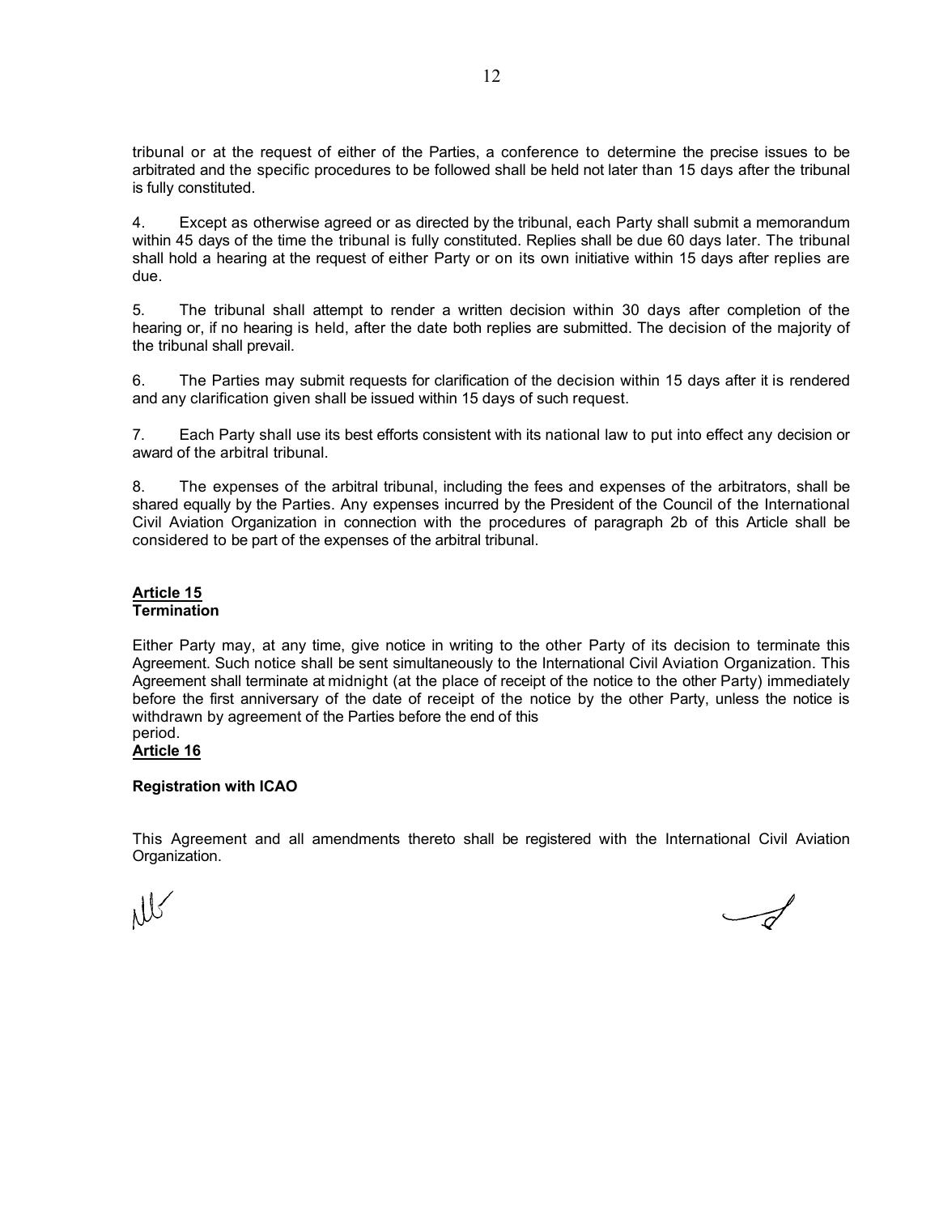tribunal or at the request of either of the Parties, a conference to determine the precise issues to be arbitrated and the specific procedures to be followed shall be held not later than 15 days after the tribunal is fully constituted.

4. Except as otherwise agreed or as directed by the tribunal, each Party shall submit a memorandum within 45 days of the time the tribunal is fully constituted. Replies shall be due 60 days later. The tribunal shall hold a hearing at the request of either Party or on its own initiative within 15 days after replies are due.

5. The tribunal shall attempt to render a written decision within 30 days after completion of the hearing or, if no hearing is held, after the date both replies are submitted. The decision of the majority of the tribunal shall prevail.

6. The Parties may submit requests for clarification of the decision within 15 days after it is rendered and any clarification given shall be issued within 15 days of such request.

7. Each Party shall use its best efforts consistent with its national law to put into effect any decision or award of the arbitral tribunal.

8. The expenses of the arbitral tribunal, including the fees and expenses of the arbitrators, shall be shared equally by the Parties. Any expenses incurred by the President of the Council of the International Civil Aviation Organization in connection with the procedures of paragraph 2b of this Article shall be considered to be part of the expenses of the arbitral tribunal.

**Article 15**
**Termination**

Either Party may, at any time, give notice in writing to the other Party of its decision to terminate this Agreement. Such notice shall be sent simultaneously to the International Civil Aviation Organization. This Agreement shall terminate at midnight (at the place of receipt of the notice to the other Party) immediately before the first anniversary of the date of receipt of the notice by the other Party, unless the notice is withdrawn by agreement of the Parties before the end of this period.

**Article 16**

**Registration with ICAO**

This Agreement and all amendments thereto shall be registered with the International Civil Aviation Organization.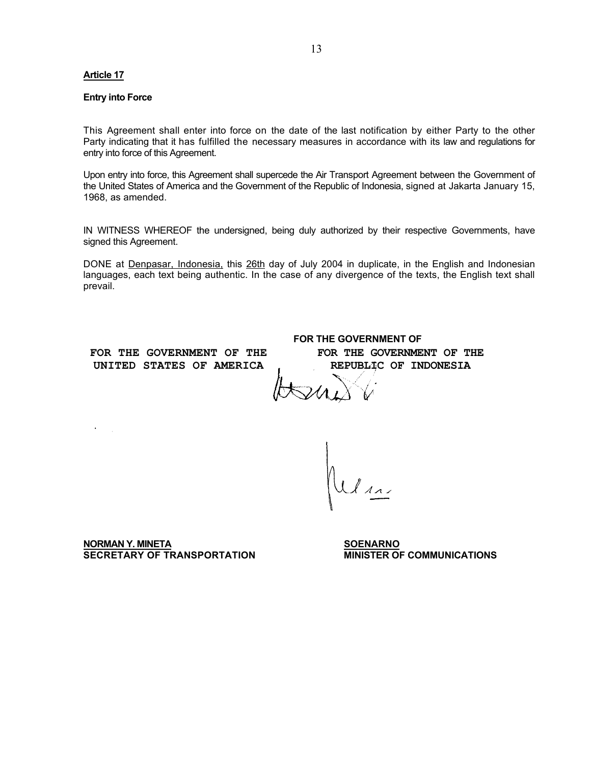**Article 17**

**Entry into Force**

This Agreement shall enter into force on the date of the last notification by either Party to the other Party indicating that it has fulfilled the necessary measures in accordance with its law and regulations for entry into force of this Agreement.

Upon entry into force, this Agreement shall supercede the Air Transport Agreement between the Government of the United States of America and the Government of the Republic of Indonesia, signed at Jakarta January 15, 1968, as amended.

IN WITNESS WHEREOF the undersigned, being duly authorized by their respective Governments, have signed this Agreement.

DONE at Denpasar, Indonesia, this 26th day of July 2004 in duplicate, in the English and Indonesian languages, each text being authentic. In the case of any divergence of the texts, the English text shall prevail.

**FOR THE GOVERNMENT OF THE UNITED STATES OF AMERICA**

**FOR THE GOVERNMENT OF**
**FOR THE GOVERNMENT OF THE REPUBLIC OF INDONESIA**

**NORMAN Y. MINETA**
**SECRETARY OF TRANSPORTATION**

**SOENARNO**
**MINISTER OF COMMUNICATIONS**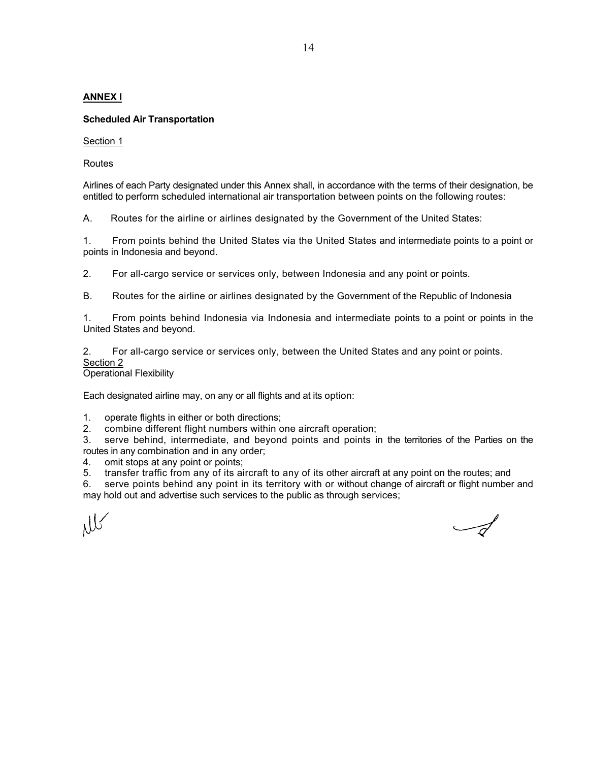## ANNEX I

### Scheduled Air Transportation

Section 1

Routes

Airlines of each Party designated under this Annex shall, in accordance with the terms of their designation, be entitled to perform scheduled international air transportation between points on the following routes:

A. Routes for the airline or airlines designated by the Government of the United States:

1. From points behind the United States via the United States and intermediate points to a point or points in Indonesia and beyond.

2. For all-cargo service or services only, between Indonesia and any point or points.

B. Routes for the airline or airlines designated by the Government of the Republic of Indonesia

1. From points behind Indonesia via Indonesia and intermediate points to a point or points in the United States and beyond.

2. For all-cargo service or services only, between the United States and any point or points.

Section 2

Operational Flexibility

Each designated airline may, on any or all flights and at its option:

1. operate flights in either or both directions;
2. combine different flight numbers within one aircraft operation;
3. serve behind, intermediate, and beyond points and points in the territories of the Parties on the routes in any combination and in any order;
4. omit stops at any point or points;
5. transfer traffic from any of its aircraft to any of its other aircraft at any point on the routes; and
6. serve points behind any point in its territory with or without change of aircraft or flight number and may hold out and advertise such services to the public as through services;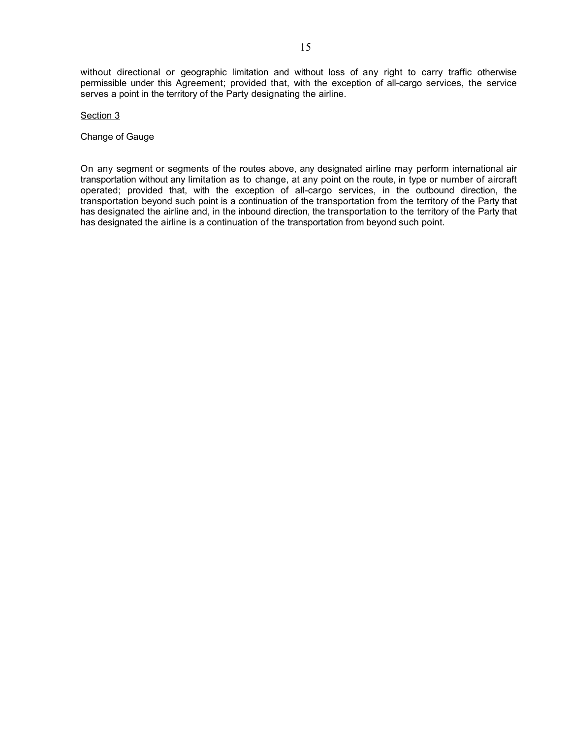without directional or geographic limitation and without loss of any right to carry traffic otherwise permissible under this Agreement; provided that, with the exception of all-cargo services, the service serves a point in the territory of the Party designating the airline.

Section 3

Change of Gauge

On any segment or segments of the routes above, any designated airline may perform international air transportation without any limitation as to change, at any point on the route, in type or number of aircraft operated; provided that, with the exception of all-cargo services, in the outbound direction, the transportation beyond such point is a continuation of the transportation from the territory of the Party that has designated the airline and, in the inbound direction, the transportation to the territory of the Party that has designated the airline is a continuation of the transportation from beyond such point.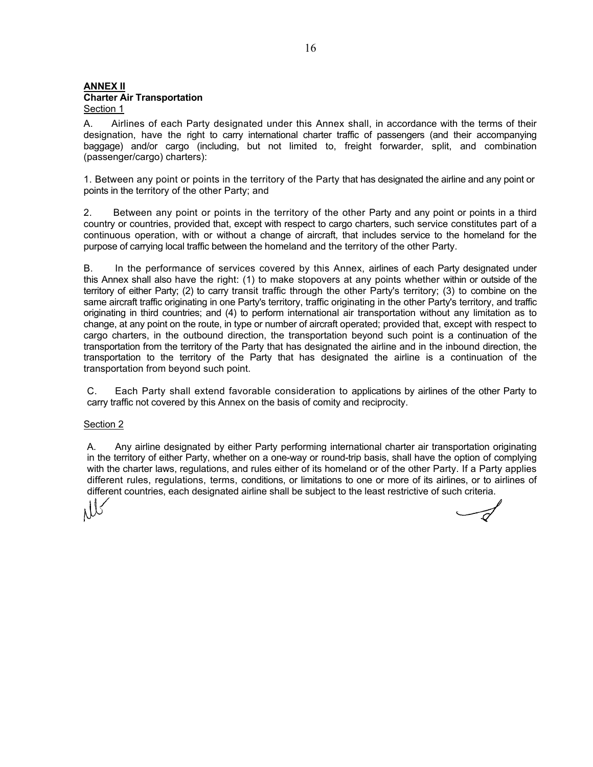**ANNEX II**
**Charter Air Transportation**
Section 1

A. Airlines of each Party designated under this Annex shall, in accordance with the terms of their designation, have the right to carry international charter traffic of passengers (and their accompanying baggage) and/or cargo (including, but not limited to, freight forwarder, split, and combination (passenger/cargo) charters):

1. Between any point or points in the territory of the Party that has designated the airline and any point or points in the territory of the other Party; and

2. Between any point or points in the territory of the other Party and any point or points in a third country or countries, provided that, except with respect to cargo charters, such service constitutes part of a continuous operation, with or without a change of aircraft, that includes service to the homeland for the purpose of carrying local traffic between the homeland and the territory of the other Party.

B. In the performance of services covered by this Annex, airlines of each Party designated under this Annex shall also have the right: (1) to make stopovers at any points whether within or outside of the territory of either Party; (2) to carry transit traffic through the other Party's territory; (3) to combine on the same aircraft traffic originating in one Party's territory, traffic originating in the other Party's territory, and traffic originating in third countries; and (4) to perform international air transportation without any limitation as to change, at any point on the route, in type or number of aircraft operated; provided that, except with respect to cargo charters, in the outbound direction, the transportation beyond such point is a continuation of the transportation from the territory of the Party that has designated the airline and in the inbound direction, the transportation to the territory of the Party that has designated the airline is a continuation of the transportation from beyond such point.

C. Each Party shall extend favorable consideration to applications by airlines of the other Party to carry traffic not covered by this Annex on the basis of comity and reciprocity.

Section 2

A. Any airline designated by either Party performing international charter air transportation originating in the territory of either Party, whether on a one-way or round-trip basis, shall have the option of complying with the charter laws, regulations, and rules either of its homeland or of the other Party. If a Party applies different rules, regulations, terms, conditions, or limitations to one or more of its airlines, or to airlines of different countries, each designated airline shall be subject to the least restrictive of such criteria.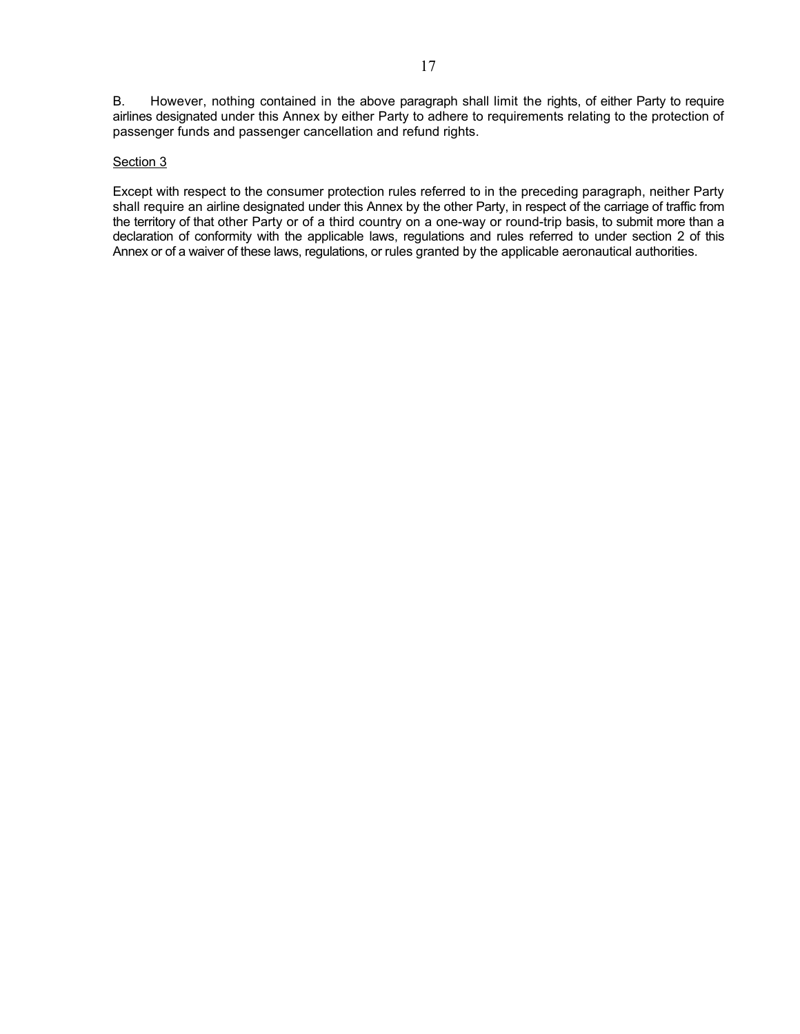B. However, nothing contained in the above paragraph shall limit the rights, of either Party to require airlines designated under this Annex by either Party to adhere to requirements relating to the protection of passenger funds and passenger cancellation and refund rights.

<u>Section 3</u>

Except with respect to the consumer protection rules referred to in the preceding paragraph, neither Party shall require an airline designated under this Annex by the other Party, in respect of the carriage of traffic from the territory of that other Party or of a third country on a one-way or round-trip basis, to submit more than a declaration of conformity with the applicable laws, regulations and rules referred to under section 2 of this Annex or of a waiver of these laws, regulations, or rules granted by the applicable aeronautical authorities.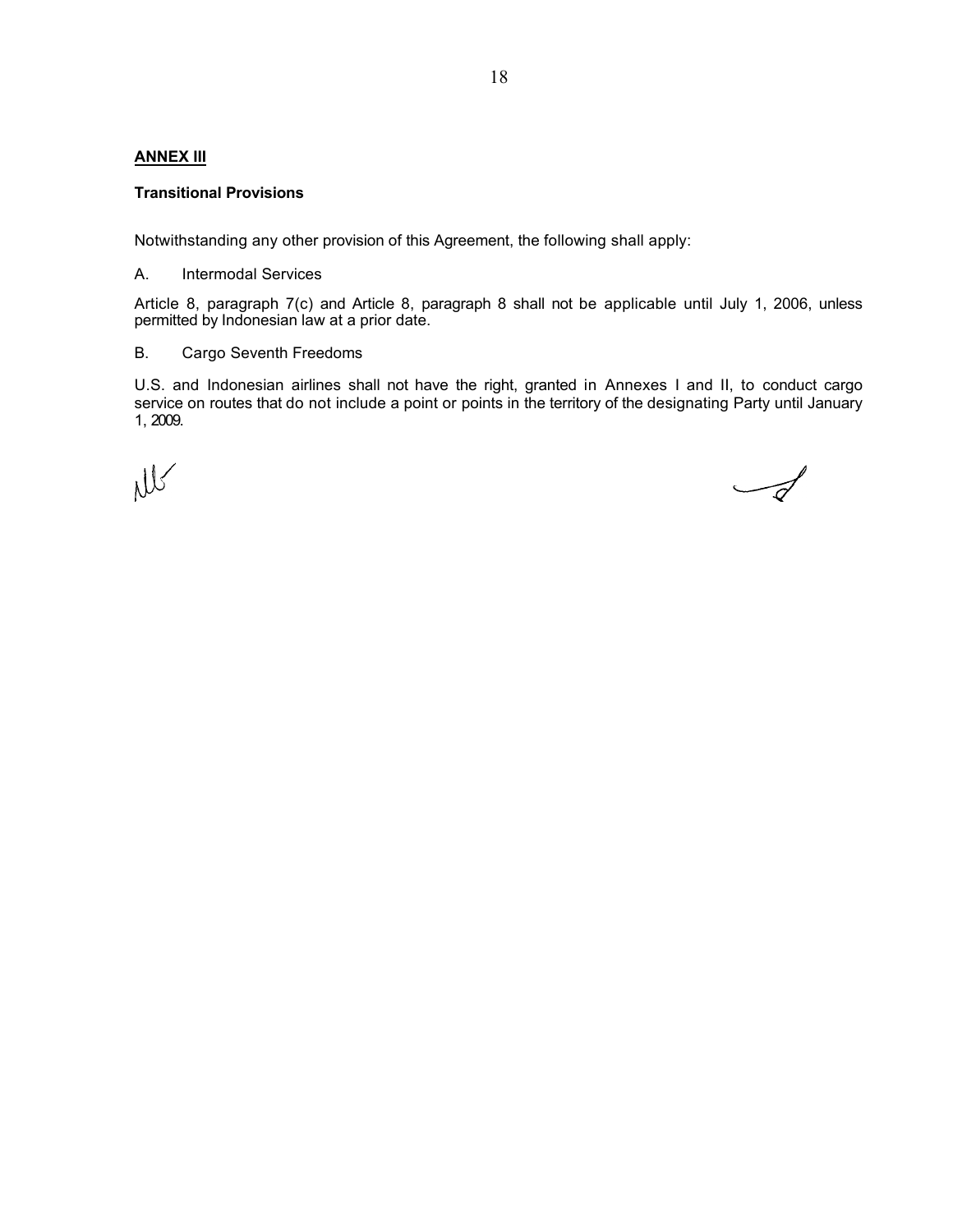## ANNEX III

### Transitional Provisions

Notwithstanding any other provision of this Agreement, the following shall apply:

A. Intermodal Services

Article 8, paragraph 7(c) and Article 8, paragraph 8 shall not be applicable until July 1, 2006, unless permitted by Indonesian law at a prior date.

B. Cargo Seventh Freedoms

U.S. and Indonesian airlines shall not have the right, granted in Annexes I and II, to conduct cargo service on routes that do not include a point or points in the territory of the designating Party until January 1, 2009.